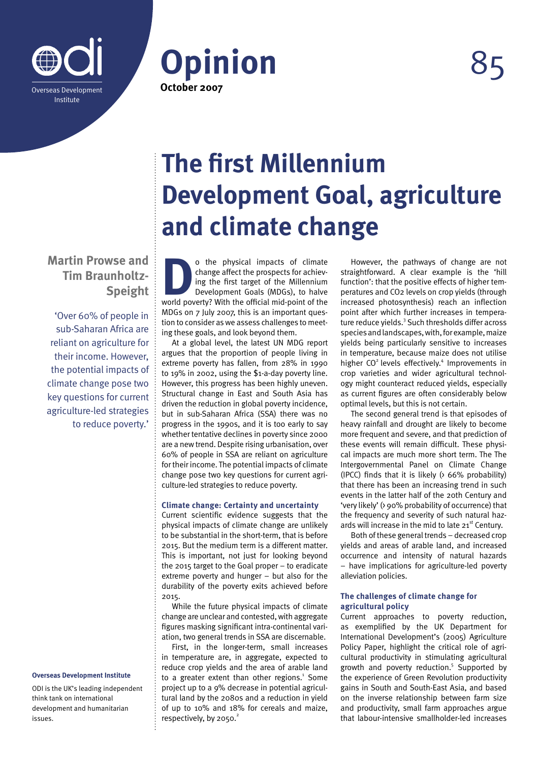Overseas Development Institute

# Opinion

**October 2007**

# The first Millennium Development Goal, agriculture and climate change

**Martin Prowse and Tim Braunholtz-Speight**

'Over 60% of people in sub-Saharan Africa are reliant on agriculture for their income. However, the potential impacts of climate change pose two key questions for current agriculture-led strategies to reduce poverty.'

Do the physical impacts of climate change affect the prospects for achieving the first target of the Millennium Development Goals (MDGs), to halve world poverty? With the official mid-point of the MDGs on 7 July 2007, this is an important question to consider as we assess challenges to meeting these goals, and look beyond them.

At a global level, the latest UN MDG report argues that the proportion of people living in extreme poverty has fallen, from 28% in 1990 to 19% in 2002, using the $1-a-day poverty line. However, this progress has been highly uneven. Structural change in East and South Asia has driven the reduction in global poverty incidence, but in sub-Saharan Africa (SSA) there was no progress in the 1990s, and it is too early to say whether tentative declines in poverty since 2000 are a new trend. Despite rising urbanisation, over 60% of people in SSA are reliant on agriculture for their income. The potential impacts of climate change pose two key questions for current agriculture-led strategies to reduce poverty.

### Climate change: Certainty and uncertainty

Current scientific evidence suggests that the physical impacts of climate change are unlikely to be substantial in the short-term, that is before 2015. But the medium term is a different matter. This is important, not just for looking beyond the 2015 target to the Goal proper – to eradicate extreme poverty and hunger – but also for the durability of the poverty exits achieved before 2015.

While the future physical impacts of climate change are unclear and contested, with aggregate figures masking significant intra-continental variation, two general trends in SSA are discernable.

First, in the longer-term, small increases in temperature are, in aggregate, expected to reduce crop yields and the area of arable land to a greater extent than other regions.[1] Some project up to a 9% decrease in potential agricultural land by the 2080s and a reduction in yield of up to 10% and 18% for cereals and maize, respectively, by 2050.[2]

However, the pathways of change are not straightforward. A clear example is the 'hill function': that the positive effects of higher temperatures and $CO_2$ levels on crop yields (through increased photosynthesis) reach an inflection point after which further increases in temperature reduce yields.[3] Such thresholds differ across species and landscapes, with, for example, maize yields being particularly sensitive to increases in temperature, because maize does not utilise higher $CO^2$ levels effectively.[4] Improvements in crop varieties and wider agricultural technology might counteract reduced yields, especially as current figures are often considerably below optimal levels, but this is not certain.

The second general trend is that episodes of heavy rainfall and drought are likely to become more frequent and severe, and that prediction of these events will remain difficult. These physical impacts are much more short term. The The Intergovernmental Panel on Climate Change (IPCC) finds that it is likely (> 66% probability) that there has been an increasing trend in such events in the latter half of the 20th Century and 'very likely' (> 90% probability of occurrence) that the frequency and severity of such natural hazards will increase in the mid to late 21st Century.

Both of these general trends – decreased crop yields and areas of arable land, and increased occurrence and intensity of natural hazards – have implications for agriculture-led poverty alleviation policies.

### The challenges of climate change for agricultural policy

Current approaches to poverty reduction, as exemplified by the UK Department for International Development's (2005) Agriculture Policy Paper, highlight the critical role of agricultural productivity in stimulating agricultural growth and poverty reduction.[5] Supported by the experience of Green Revolution productivity gains in South and South-East Asia, and based on the inverse relationship between farm size and productivity, small farm approaches argue that labour-intensive smallholder-led increases

**Overseas Development Institute**

ODI is the UK's leading independent think tank on international development and humanitarian issues.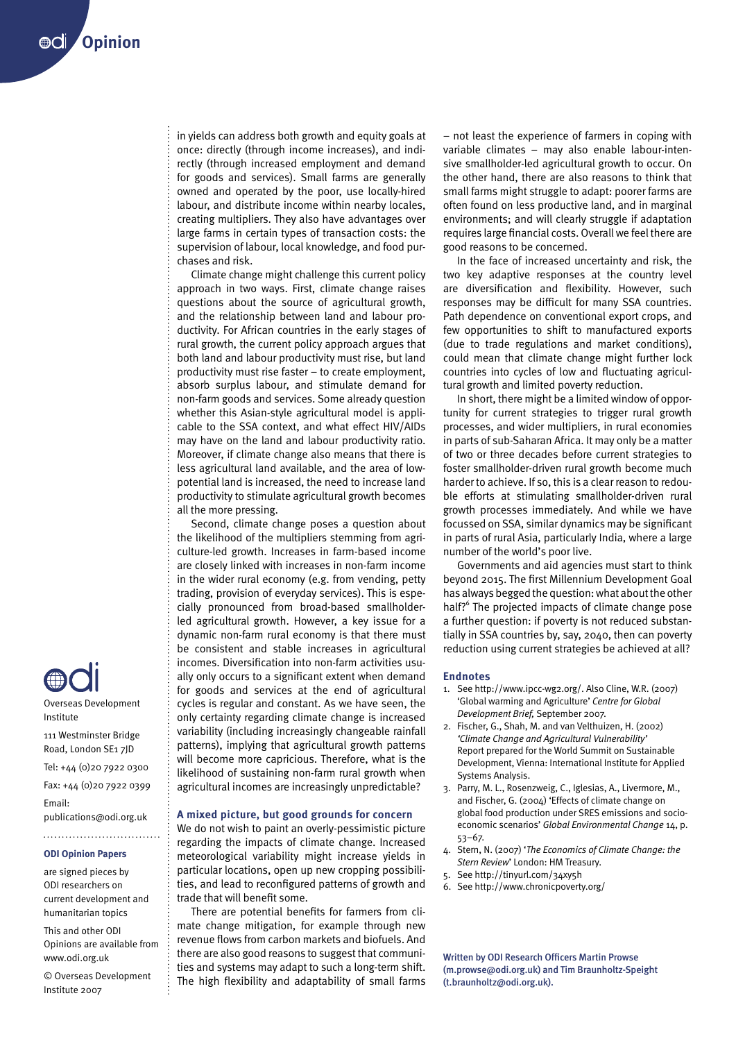in yields can address both growth and equity goals at once: directly (through income increases), and indirectly (through increased employment and demand for goods and services). Small farms are generally owned and operated by the poor, use locally-hired labour, and distribute income within nearby locales, creating multipliers. They also have advantages over large farms in certain types of transaction costs: the supervision of labour, local knowledge, and food purchases and risk.

Climate change might challenge this current policy approach in two ways. First, climate change raises questions about the source of agricultural growth, and the relationship between land and labour productivity. For African countries in the early stages of rural growth, the current policy approach argues that both land and labour productivity must rise, but land productivity must rise faster – to create employment, absorb surplus labour, and stimulate demand for non-farm goods and services. Some already question whether this Asian-style agricultural model is applicable to the SSA context, and what effect HIV/AIDs may have on the land and labour productivity ratio. Moreover, if climate change also means that there is less agricultural land available, and the area of low-potential land is increased, the need to increase land productivity to stimulate agricultural growth becomes all the more pressing.

Second, climate change poses a question about the likelihood of the multipliers stemming from agriculture-led growth. Increases in farm-based income are closely linked with increases in non-farm income in the wider rural economy (e.g. from vending, petty trading, provision of everyday services). This is especially pronounced from broad-based smallholder-led agricultural growth. However, a key issue for a dynamic non-farm rural economy is that there must be consistent and stable increases in agricultural incomes. Diversification into non-farm activities usually only occurs to a significant extent when demand for goods and services at the end of agricultural cycles is regular and constant. As we have seen, the only certainty regarding climate change is increased variability (including increasingly changeable rainfall patterns), implying that agricultural growth patterns will become more capricious. Therefore, what is the likelihood of sustaining non-farm rural growth when agricultural incomes are increasingly unpredictable?

### A mixed picture, but good grounds for concern

We do not wish to paint an overly-pessimistic picture regarding the impacts of climate change. Increased meteorological variability might increase yields in particular locations, open up new cropping possibilities, and lead to reconfigured patterns of growth and trade that will benefit some.

There are potential benefits for farmers from climate change mitigation, for example through new revenue flows from carbon markets and biofuels. And there are also good reasons to suggest that communities and systems may adapt to such a long-term shift. The high flexibility and adaptability of small farms – not least the experience of farmers in coping with variable climates – may also enable labour-intensive smallholder-led agricultural growth to occur. On the other hand, there are also reasons to think that small farms might struggle to adapt: poorer farms are often found on less productive land, and in marginal environments; and will clearly struggle if adaptation requires large financial costs. Overall we feel there are good reasons to be concerned.

In the face of increased uncertainty and risk, the two key adaptive responses at the country level are diversification and flexibility. However, such responses may be difficult for many SSA countries. Path dependence on conventional export crops, and few opportunities to shift to manufactured exports (due to trade regulations and market conditions), could mean that climate change might further lock countries into cycles of low and fluctuating agricultural growth and limited poverty reduction.

In short, there might be a limited window of opportunity for current strategies to trigger rural growth processes, and wider multipliers, in rural economies in parts of sub-Saharan Africa. It may only be a matter of two or three decades before current strategies to foster smallholder-driven rural growth become much harder to achieve. If so, this is a clear reason to redouble efforts at stimulating smallholder-driven rural growth processes immediately. And while we have focussed on SSA, similar dynamics may be significant in parts of rural Asia, particularly India, where a large number of the world's poor live.

Governments and aid agencies must start to think beyond 2015. The first Millennium Development Goal has always begged the question: what about the other half?[6] The projected impacts of climate change pose a further question: if poverty is not reduced substantially in SSA countries by, say, 2040, then can poverty reduction using current strategies be achieved at all?

### Endnotes

1. See http://www.ipcc-wg2.org/. Also Cline, W.R. (2007) 'Global warming and Agriculture' *Centre for Global Development Brief*, September 2007.
2. Fischer, G., Shah, M. and van Velthuizen, H. (2002) *'Climate Change and Agricultural Vulnerability'* Report prepared for the World Summit on Sustainable Development, Vienna: International Institute for Applied Systems Analysis.
3. Parry, M. L., Rosenzweig, C., Iglesias, A., Livermore, M., and Fischer, G. (2004) 'Effects of climate change on global food production under SRES emissions and socio-economic scenarios' *Global Environmental Change* 14, p. 53–67.
4. Stern, N. (2007) '*The Economics of Climate Change: the Stern Review*' London: HM Treasury.
5. See http://tinyurl.com/34xy5h
6. See http://www.chronicpoverty.org/

Written by ODI Research Officers Martin Prowse (m.prowse@odi.org.uk) and Tim Braunholtz-Speight (t.braunholtz@odi.org.uk).

Overseas Development Institute

111 Westminster Bridge Road, London SE1 7JD

Tel: +44 (0)20 7922 0300

Fax: +44 (0)20 7922 0399

Email: publications@odi.org.uk

**ODI Opinion Papers**

are signed pieces by ODI researchers on current development and humanitarian topics

This and other ODI Opinions are available from www.odi.org.uk

© Overseas Development Institute 2007